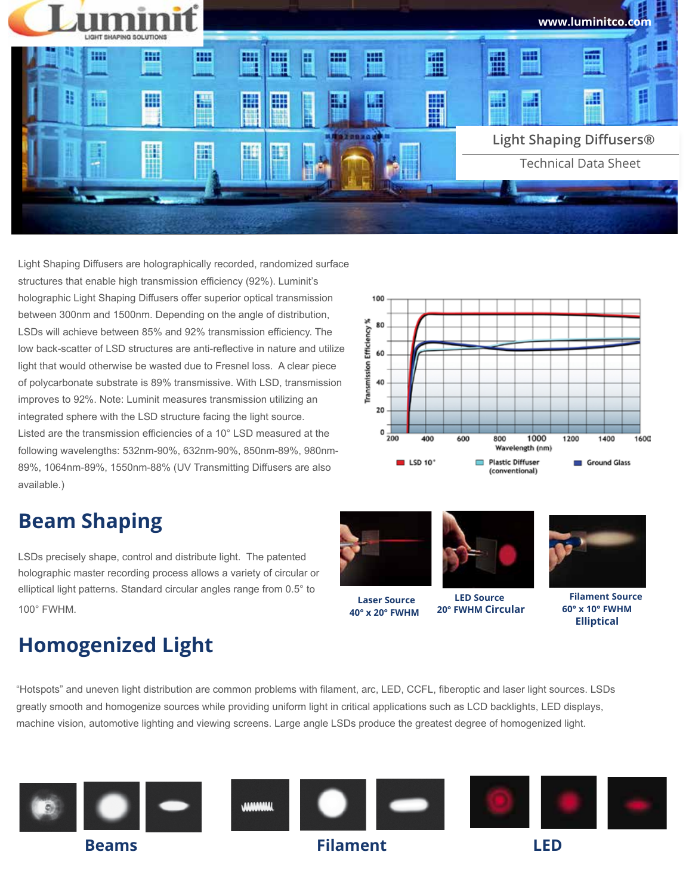Light Shaping Diffusers®

Technical Data Sheet

Light Shaping Diffusers are holographically recorded, randomized surface structures that enable high transmission efficiency (92%). Luminit's holographic Light Shaping Diffusers offer superior optical transmission between 300nm and 1500nm. Depending on the angle of distribution, LSDs will achieve between 85% and 92% transmission efficiency. The low back-scatter of LSD structures are anti-reflective in nature and utilize light that would otherwise be wasted due to Fresnel loss. A clear piece of polycarbonate substrate is 89% transmissive. With LSD, transmission improves to 92%. Note: Luminit measures transmission utilizing an integrated sphere with the LSD structure facing the light source. Listed are the transmission efficiencies of a 10° LSD measured at the following wavelengths: 532nm-90%, 632nm-90%, 850nm-89%, 980nm-89%, 1064nm-89%, 1550nm-88% (UV Transmitting Diffusers are also available.)

## Beam Shaping

LSDs precisely shape, control and distribute light. The patented holographic master recording process allows a variety of circular or elliptical light patterns. Standard circular angles range from 0.5° to 100° FWHM.

**Laser Source**
**40° x 20° FWHM**

**LED Source**
**20° FWHM Circular**

**Filament Source**
**60° x 10° FWHM**
**Elliptical**

## Homogenized Light

"Hotspots" and uneven light distribution are common problems with filament, arc, LED, CCFL, fiberoptic and laser light sources. LSDs greatly smooth and homogenize sources while providing uniform light in critical applications such as LCD backlights, LED displays, machine vision, automotive lighting and viewing screens. Large angle LSDs produce the greatest degree of homogenized light.

**Beams** **Filament** **LED**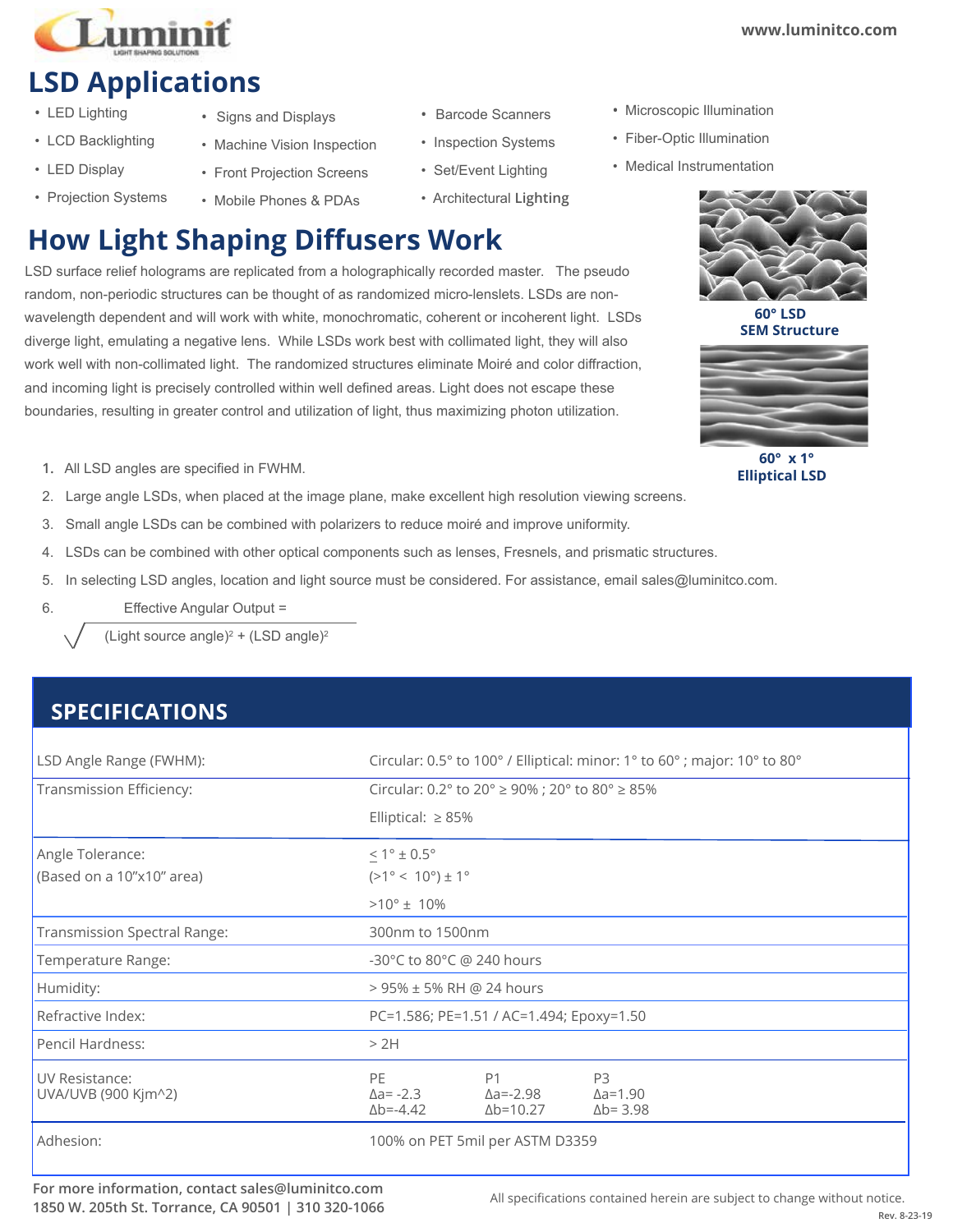Luminit
LIGHT SHAPING SOLUTIONS

www.luminitco.com

# LSD Applications

- LED Lighting
- LCD Backlighting
- LED Display
- Projection Systems
- Signs and Displays
- Machine Vision Inspection
- Front Projection Screens
- Mobile Phones & PDAs
- Barcode Scanners
- Inspection Systems
- Set/Event Lighting
- Architectural Lighting
- Microscopic Illumination
- Fiber-Optic Illumination
- Medical Instrumentation

# How Light Shaping Diffusers Work

LSD surface relief holograms are replicated from a holographically recorded master. The pseudo random, non-periodic structures can be thought of as randomized micro-lenslets. LSDs are non-wavelength dependent and will work with white, monochromatic, coherent or incoherent light. LSDs diverge light, emulating a negative lens. While LSDs work best with collimated light, they will also work well with non-collimated light. The randomized structures eliminate Moiré and color diffraction, and incoming light is precisely controlled within well defined areas. Light does not escape these boundaries, resulting in greater control and utilization of light, thus maximizing photon utilization.

**60° LSD SEM Structure**

**60° x 1° Elliptical LSD**

1. All LSD angles are specified in FWHM.
2. Large angle LSDs, when placed at the image plane, make excellent high resolution viewing screens.
3. Small angle LSDs can be combined with polarizers to reduce moiré and improve uniformity.
4. LSDs can be combined with other optical components such as lenses, Fresnels, and prismatic structures.
5. In selecting LSD angles, location and light source must be considered. For assistance, email sales@luminitco.com.
6. Effective Angular Output = $\sqrt{(\text{Light source angle})^2 + (\text{LSD angle})^2}$

## SPECIFICATIONS

| | | | |
|---|---|---|---|
| LSD Angle Range (FWHM): | Circular: 0.5° to 100° / Elliptical: minor: 1° to 60° ; major: 10° to 80° | | |
| Transmission Efficiency: | Circular: 0.2° to 20° ≥ 90% ; 20° to 80° ≥ 85%<br>Elliptical: ≥ 85% | | |
| Angle Tolerance:<br>(Based on a 10"x10" area) | ≤ 1° ± 0.5°<br>(>1° < 10°) ± 1°<br>>10° ± 10% | | |
| Transmission Spectral Range: | 300nm to 1500nm | | |
| Temperature Range: | -30°C to 80°C @ 240 hours | | |
| Humidity: | > 95% ± 5% RH @ 24 hours | | |
| Refractive Index: | PC=1.586; PE=1.51 / AC=1.494; Epoxy=1.50 | | |
| Pencil Hardness: | > 2H | | |
| UV Resistance:<br>UVA/UVB (900 Kjm^2) | PE<br>Δa= -2.3<br>Δb=-4.42 | P1<br>Δa=-2.98<br>Δb=10.27 | P3<br>Δa=1.90<br>Δb= 3.98 |
| Adhesion: | 100% on PET 5mil per ASTM D3359 | | |

**For more information, contact sales@luminitco.com**
**1850 W. 205th St. Torrance, CA 90501 | 310 320-1066**

All specifications contained herein are subject to change without notice.

Rev. 8-23-19